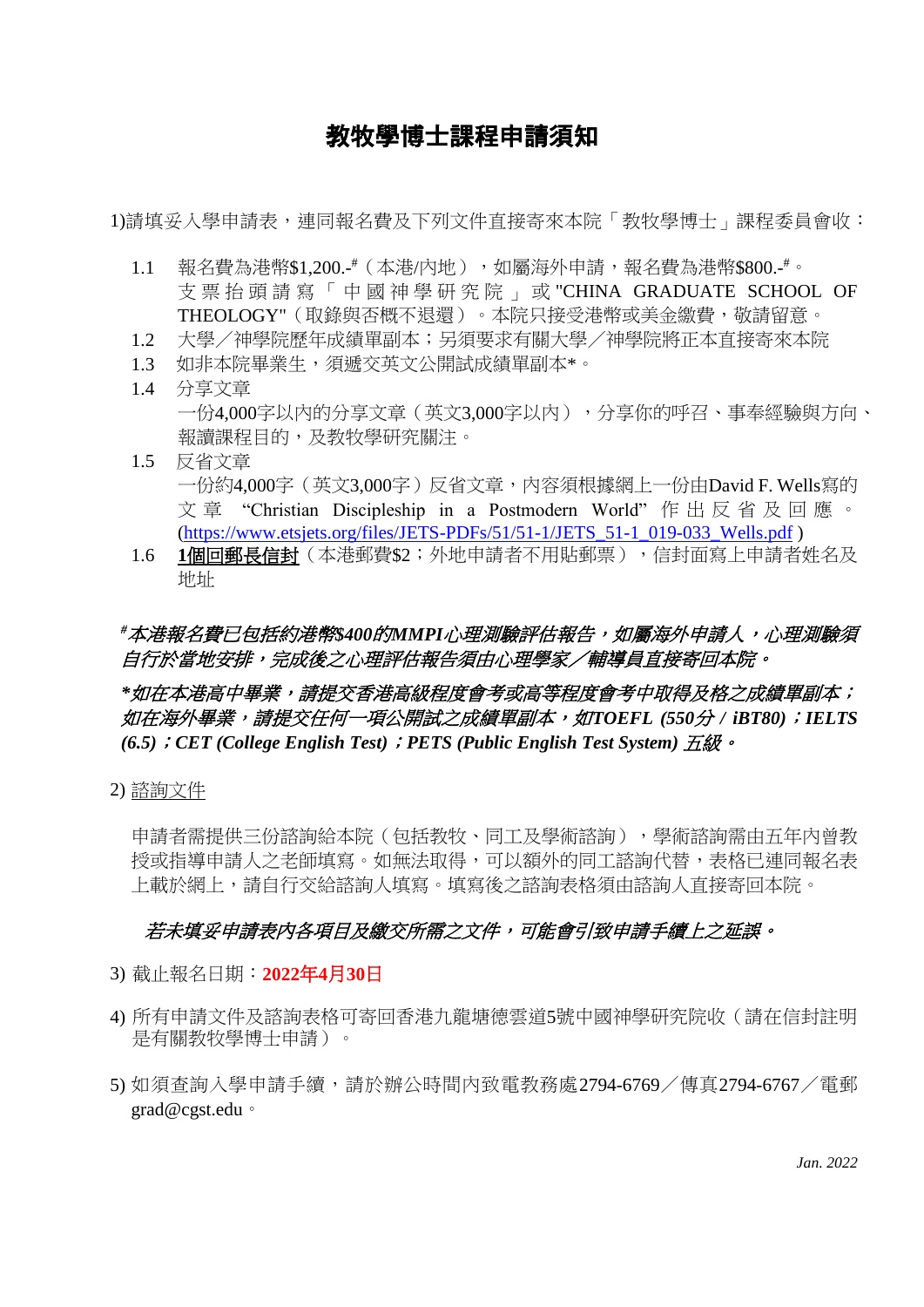# 教牧學博士課程申請須知

1)請填妥入學申請表，連同報名費及下列文件直接寄來本院「教牧學博士」課程委員會收：

1.1 報名費為港幣$1,200.-#（本港/內地），如屬海外申請，報名費為港幣$800.-#。支票抬頭請寫「中國神學研究院」或"CHINA GRADUATE SCHOOL OF THEOLOGY"（取錄與否概不退還）。本院只接受港幣或美金繳費，敬請留意。

1.2 大學／神學院歷年成績單副本；另須要求有關大學／神學院將正本直接寄來本院

1.3 如非本院畢業生，須遞交英文公開試成績單副本*。

1.4 分享文章
一份4,000字以內的分享文章（英文3,000字以內），分享你的呼召、事奉經驗與方向、報讀課程目的，及教牧學研究關注。

1.5 反省文章
一份約4,000字（英文3,000字）反省文章，內容須根據網上一份由David F. Wells寫的文章 "Christian Discipleship in a Postmodern World" 作出反省及回應。
(https://www.etsjets.org/files/JETS-PDFs/51/51-1/JETS_51-1_019-033_Wells.pdf )

1.6 **<u>1個回郵長信封</u>**（本港郵費$2；外地申請者不用貼郵票），信封面寫上申請者姓名及地址

***#本港報名費已包括約港幣$400的MMPI心理測驗評估報告，如屬海外申請人，心理測驗須自行於當地安排，完成後之心理評估報告須由心理學家／輔導員直接寄回本院。***

***\*如在本港高中畢業，請提交香港高級程度會考或高等程度會考中取得及格之成績單副本；如在海外畢業，請提交任何一項公開試之成績單副本，如TOEFL (550分 / iBT80)；IELTS (6.5)；CET (College English Test)；PETS (Public English Test System) <u>五級</u>。***

2) <u>諮詢文件</u>

申請者需提供三份諮詢給本院（包括教牧、同工及學術諮詢），學術諮詢需由五年內曾教授或指導申請人之老師填寫。如無法取得，可以額外的同工諮詢代替，表格已連同報名表上載於網上，請自行交給諮詢人填寫。填寫後之諮詢表格須由諮詢人直接寄回本院。

***若未填妥申請表內各項目及繳交所需之文件，可能會引致申請手續上之延誤。***

3) 截止報名日期：**2022年4月30日**

4) 所有申請文件及諮詢表格可寄回香港九龍塘德雲道5號中國神學研究院收（請在信封註明是有關教牧學博士申請）。

5) 如須查詢入學申請手續，請於辦公時間內致電教務處2794-6769／傳真2794-6767／電郵grad@cgst.edu。

*Jan. 2022*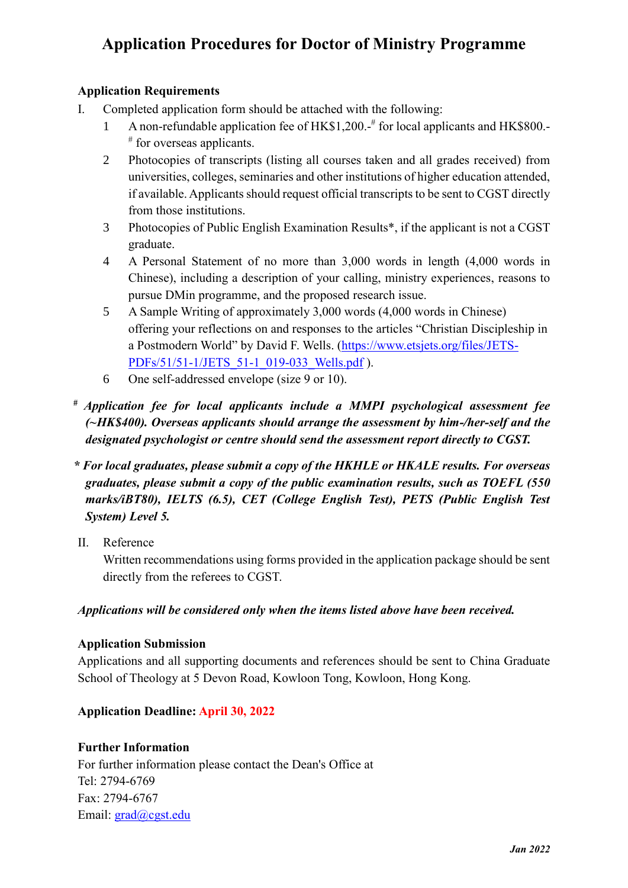# Application Procedures for Doctor of Ministry Programme

**Application Requirements**

I. Completed application form should be attached with the following:

1. A non-refundable application fee of HK$1,200.-# for local applicants and HK$800.-# for overseas applicants.
2. Photocopies of transcripts (listing all courses taken and all grades received) from universities, colleges, seminaries and other institutions of higher education attended, if available. Applicants should request official transcripts to be sent to CGST directly from those institutions.
3. Photocopies of Public English Examination Results*, if the applicant is not a CGST graduate.
4. A Personal Statement of no more than 3,000 words in length (4,000 words in Chinese), including a description of your calling, ministry experiences, reasons to pursue DMin programme, and the proposed research issue.
5. A Sample Writing of approximately 3,000 words (4,000 words in Chinese) offering your reflections on and responses to the articles "Christian Discipleship in a Postmodern World" by David F. Wells. (https://www.etsjets.org/files/JETS-PDFs/51/51-1/JETS_51-1_019-033_Wells.pdf ).
6. One self-addressed envelope (size 9 or 10).

*# Application fee for local applicants include a MMPI psychological assessment fee (~HK$400). Overseas applicants should arrange the assessment by him-/her-self and the designated psychologist or centre should send the assessment report directly to CGST.*

***\* For local graduates, please submit a copy of the HKHLE or HKALE results. For overseas graduates, please submit a copy of the public examination results, such as TOEFL (550 marks/iBT80), IELTS (6.5), CET (College English Test), PETS (Public English Test System) Level 5.***

II. Reference

Written recommendations using forms provided in the application package should be sent directly from the referees to CGST.

***Applications will be considered only when the items listed above have been received.***

**Application Submission**

Applications and all supporting documents and references should be sent to China Graduate School of Theology at 5 Devon Road, Kowloon Tong, Kowloon, Hong Kong.

**Application Deadline: April 30, 2022**

**Further Information**

For further information please contact the Dean's Office at
Tel: 2794-6769
Fax: 2794-6767
Email: grad@cgst.edu

***Jan 2022***